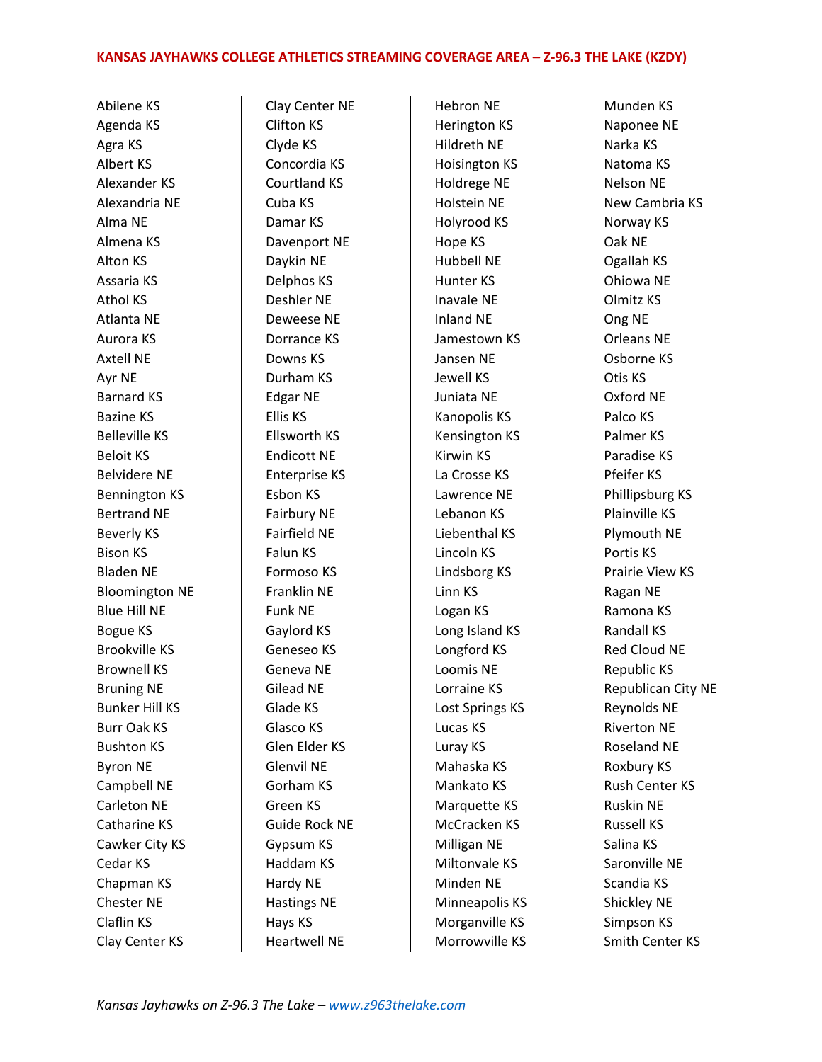# KANSAS JAYHAWKS COLLEGE ATHLETICS STREAMING COVERAGE AREA – Z-96.3 THE LAKE (KZDY)

Abilene KS
Agenda KS
Agra KS
Albert KS
Alexander KS
Alexandria NE
Alma NE
Almena KS
Alton KS
Assaria KS
Athol KS
Atlanta NE
Aurora KS
Axtell NE
Ayr NE
Barnard KS
Bazine KS
Belleville KS
Beloit KS
Belvidere NE
Bennington KS
Bertrand NE
Beverly KS
Bison KS
Bladen NE
Bloomington NE
Blue Hill NE
Bogue KS
Brookville KS
Brownell KS
Bruning NE
Bunker Hill KS
Burr Oak KS
Bushton KS
Byron NE
Campbell NE
Carleton NE
Catharine KS
Cawker City KS
Cedar KS
Chapman KS
Chester NE
Claflin KS
Clay Center KS
Clay Center NE
Clifton KS
Clyde KS
Concordia KS
Courtland KS
Cuba KS
Damar KS
Davenport NE
Daykin NE
Delphos KS
Deshler NE
Deweese NE
Dorrance KS
Downs KS
Durham KS
Edgar NE
Ellis KS
Ellsworth KS
Endicott NE
Enterprise KS
Esbon KS
Fairbury NE
Fairfield NE
Falun KS
Formoso KS
Franklin NE
Funk NE
Gaylord KS
Geneseo KS
Geneva NE
Gilead NE
Glade KS
Glasco KS
Glen Elder KS
Glenvil NE
Gorham KS
Green KS
Guide Rock NE
Gypsum KS
Haddam KS
Hardy NE
Hastings NE
Hays KS
Heartwell NE
Hebron NE
Herington KS
Hildreth NE
Hoisington KS
Holdrege NE
Holstein NE
Holyrood KS
Hope KS
Hubbell NE
Hunter KS
Inavale NE
Inland NE
Jamestown KS
Jansen NE
Jewell KS
Juniata NE
Kanopolis KS
Kensington KS
Kirwin KS
La Crosse KS
Lawrence NE
Lebanon KS
Liebenthal KS
Lincoln KS
Lindsborg KS
Linn KS
Logan KS
Long Island KS
Longford KS
Loomis NE
Lorraine KS
Lost Springs KS
Lucas KS
Luray KS
Mahaska KS
Mankato KS
Marquette KS
McCracken KS
Milligan NE
Miltonvale KS
Minden NE
Minneapolis KS
Morganville KS
Morrowville KS
Munden KS
Naponee NE
Narka KS
Natoma KS
Nelson NE
New Cambria KS
Norway KS
Oak NE
Ogallah KS
Ohiowa NE
Olmitz KS
Ong NE
Orleans NE
Osborne KS
Otis KS
Oxford NE
Palco KS
Palmer KS
Paradise KS
Pfeifer KS
Phillipsburg KS
Plainville KS
Plymouth NE
Portis KS
Prairie View KS
Ragan NE
Ramona KS
Randall KS
Red Cloud NE
Republic KS
Republican City NE
Reynolds NE
Riverton NE
Roseland NE
Roxbury KS
Rush Center KS
Ruskin NE
Russell KS
Salina KS
Saronville NE
Scandia KS
Shickley NE
Simpson KS
Smith Center KS

*Kansas Jayhawks on Z-96.3 The Lake – [www.z963thelake.com](http://www.z963thelake.com)*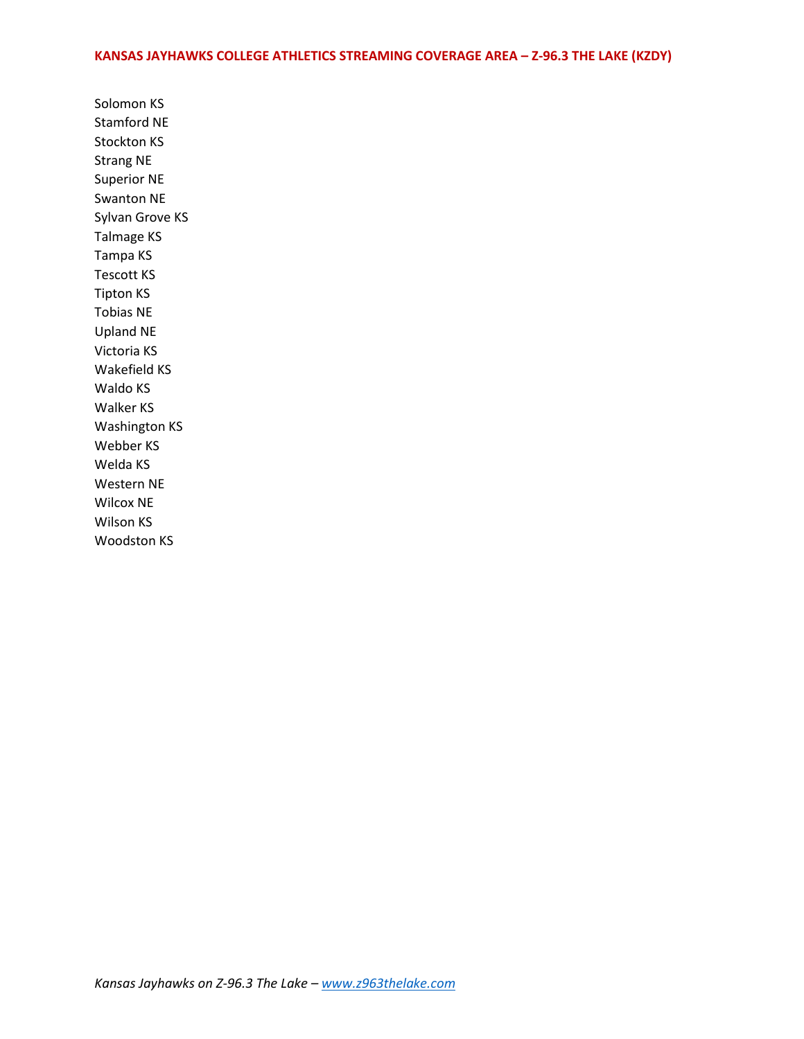Solomon KS
Stamford NE
Stockton KS
Strang NE
Superior NE
Swanton NE
Sylvan Grove KS
Talmage KS
Tampa KS
Tescott KS
Tipton KS
Tobias NE
Upland NE
Victoria KS
Wakefield KS
Waldo KS
Walker KS
Washington KS
Webber KS
Welda KS
Western NE
Wilcox NE
Wilson KS
Woodston KS